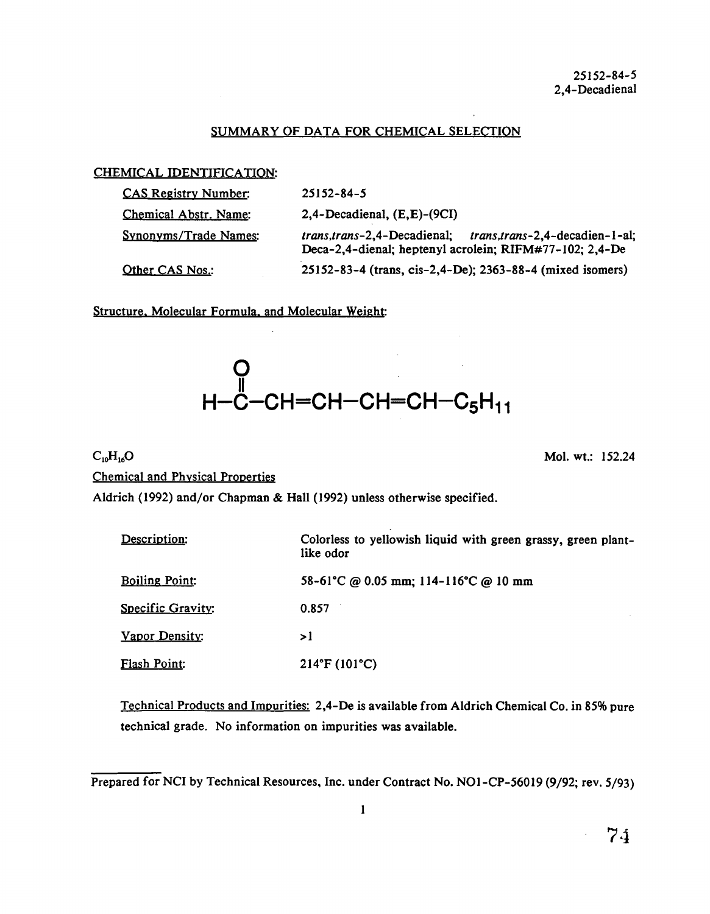25152-84-5
2,4-Decadienal

## SUMMARY OF DATA FOR CHEMICAL SELECTION

### CHEMICAL IDENTIFICATION:

| | |
|---|---|
| CAS Registry Number: | 25152-84-5 |
| Chemical Abstr. Name: | 2,4-Decadienal, (E,E)-(9CI) |
| Synonyms/Trade Names: | *trans,trans*-2,4-Decadienal; *trans,trans*-2,4-decadien-1-al; Deca-2,4-dienal; heptenyl acrolein; RIFM#77-102; 2,4-De |
| Other CAS Nos.: | 25152-83-4 (trans, cis-2,4-De); 2363-88-4 (mixed isomers) |

Structure, Molecular Formula, and Molecular Weight:

$$H-\overset{\overset{\large O}{\|}}{C}-CH=CH-CH=CH-C_5H_{11}$$

$C_{10}H_{16}O$ Mol. wt.: 152.24

Chemical and Physical Properties

Aldrich (1992) and/or Chapman & Hall (1992) unless otherwise specified.

| | |
|---|---|
| Description: | Colorless to yellowish liquid with green grassy, green plant-like odor |
| Boiling Point: | 58-61°C @ 0.05 mm; 114-116°C @ 10 mm |
| Specific Gravity: | 0.857 |
| Vapor Density: | >1 |
| Flash Point: | 214°F (101°C) |

Technical Products and Impurities: 2,4-De is available from Aldrich Chemical Co. in 85% pure technical grade. No information on impurities was available.

Prepared for NCI by Technical Resources, Inc. under Contract No. NO1-CP-56019 (9/92; rev. 5/93)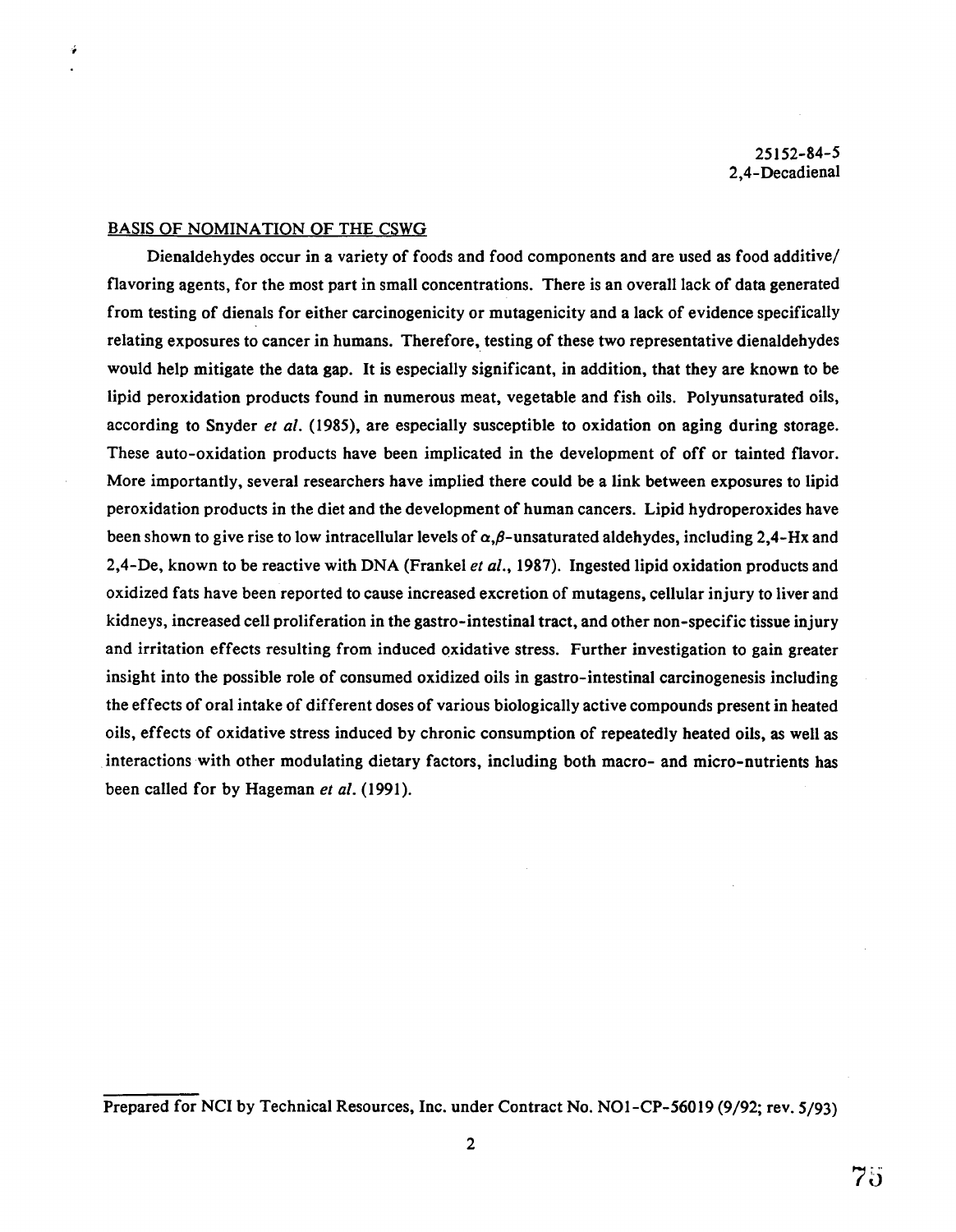25152-84-5
2,4-Decadienal

## BASIS OF NOMINATION OF THE CSWG

Dienaldehydes occur in a variety of foods and food components and are used as food additive/ flavoring agents, for the most part in small concentrations. There is an overall lack of data generated from testing of dienals for either carcinogenicity or mutagenicity and a lack of evidence specifically relating exposures to cancer in humans. Therefore, testing of these two representative dienaldehydes would help mitigate the data gap. It is especially significant, in addition, that they are known to be lipid peroxidation products found in numerous meat, vegetable and fish oils. Polyunsaturated oils, according to Snyder *et al.* (1985), are especially susceptible to oxidation on aging during storage. These auto-oxidation products have been implicated in the development of off or tainted flavor. More importantly, several researchers have implied there could be a link between exposures to lipid peroxidation products in the diet and the development of human cancers. Lipid hydroperoxides have been shown to give rise to low intracellular levels of $\alpha,\beta$-unsaturated aldehydes, including 2,4-Hx and 2,4-De, known to be reactive with DNA (Frankel *et al.*, 1987). Ingested lipid oxidation products and oxidized fats have been reported to cause increased excretion of mutagens, cellular injury to liver and kidneys, increased cell proliferation in the gastro-intestinal tract, and other non-specific tissue injury and irritation effects resulting from induced oxidative stress. Further investigation to gain greater insight into the possible role of consumed oxidized oils in gastro-intestinal carcinogenesis including the effects of oral intake of different doses of various biologically active compounds present in heated oils, effects of oxidative stress induced by chronic consumption of repeatedly heated oils, as well as interactions with other modulating dietary factors, including both macro- and micro-nutrients has been called for by Hageman *et al.* (1991).

Prepared for NCI by Technical Resources, Inc. under Contract No. NO1-CP-56019 (9/92; rev. 5/93)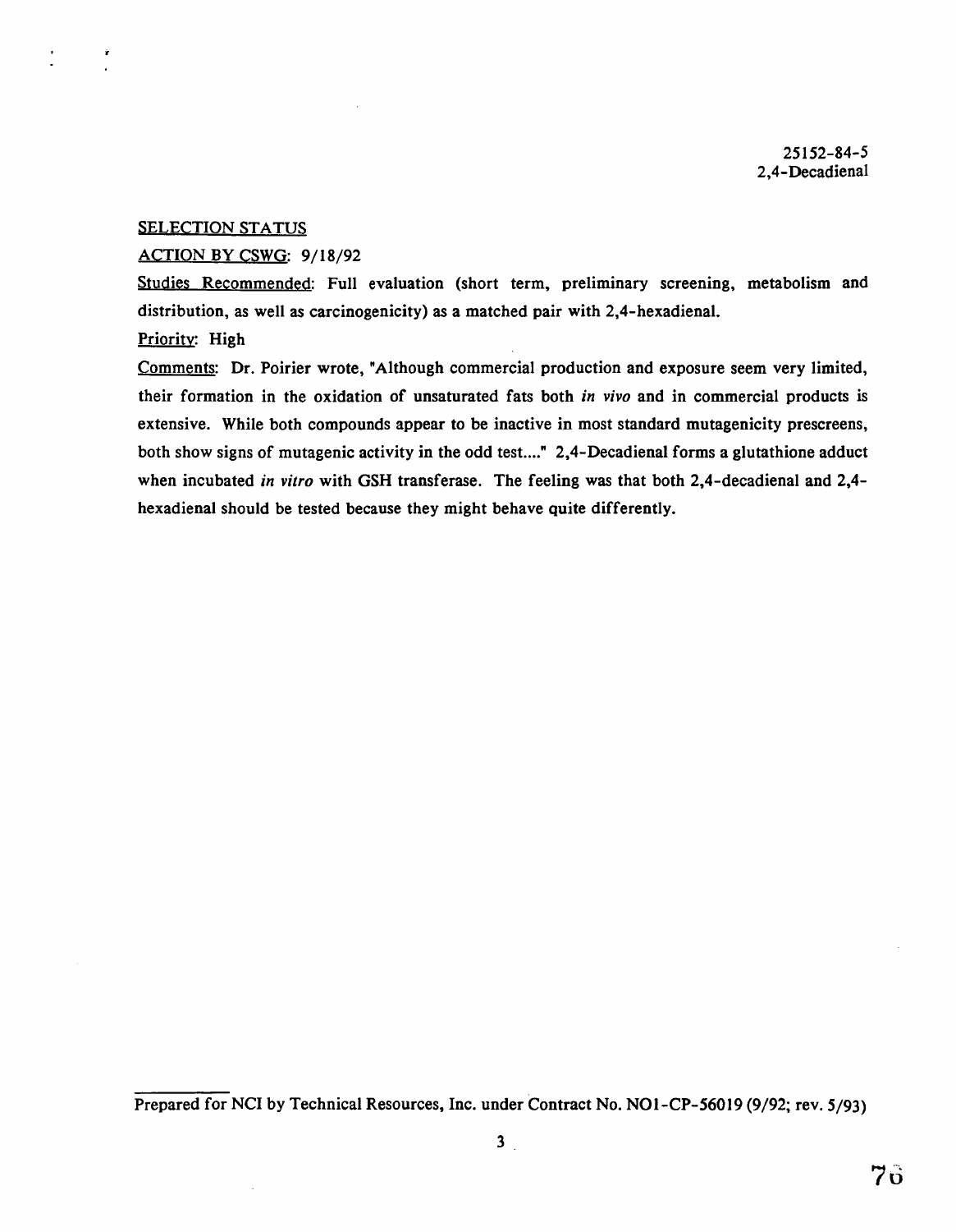25152-84-5
2,4-Decadienal

SELECTION STATUS

ACTION BY CSWG: 9/18/92

Studies Recommended: Full evaluation (short term, preliminary screening, metabolism and distribution, as well as carcinogenicity) as a matched pair with 2,4-hexadienal.

Priority: High

Comments: Dr. Poirier wrote, "Although commercial production and exposure seem very limited, their formation in the oxidation of unsaturated fats both *in vivo* and in commercial products is extensive. While both compounds appear to be inactive in most standard mutagenicity prescreens, both show signs of mutagenic activity in the odd test...." 2,4-Decadienal forms a glutathione adduct when incubated *in vitro* with GSH transferase. The feeling was that both 2,4-decadienal and 2,4-hexadienal should be tested because they might behave quite differently.

Prepared for NCI by Technical Resources, Inc. under Contract No. NO1-CP-56019 (9/92; rev. 5/93)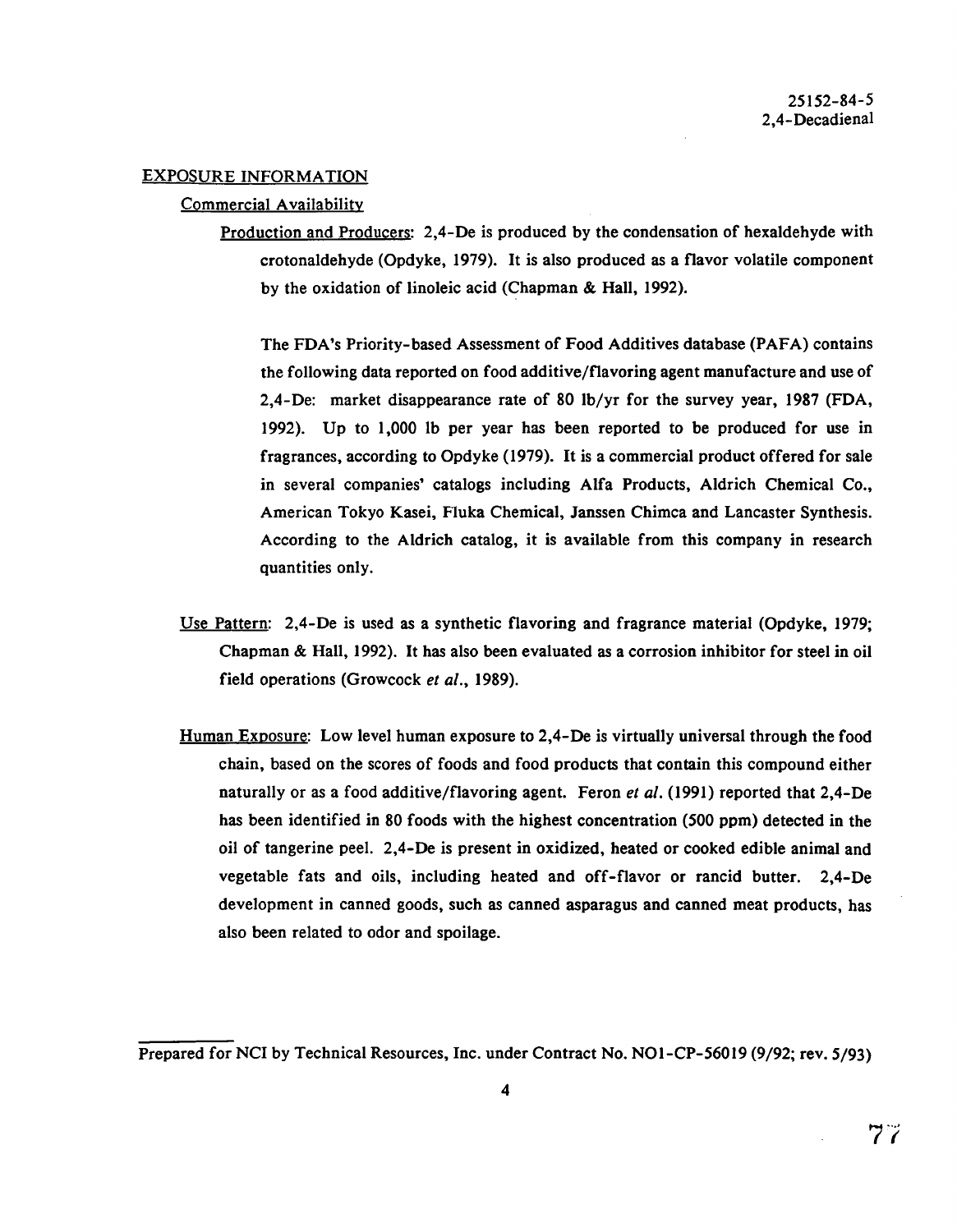## EXPOSURE INFORMATION

### Commercial Availability

Production and Producers: 2,4-De is produced by the condensation of hexaldehyde with crotonaldehyde (Opdyke, 1979). It is also produced as a flavor volatile component by the oxidation of linoleic acid (Chapman & Hall, 1992).

The FDA's Priority-based Assessment of Food Additives database (PAFA) contains the following data reported on food additive/flavoring agent manufacture and use of 2,4-De: market disappearance rate of 80 lb/yr for the survey year, 1987 (FDA, 1992). Up to 1,000 lb per year has been reported to be produced for use in fragrances, according to Opdyke (1979). It is a commercial product offered for sale in several companies' catalogs including Alfa Products, Aldrich Chemical Co., American Tokyo Kasei, Fluka Chemical, Janssen Chimca and Lancaster Synthesis. According to the Aldrich catalog, it is available from this company in research quantities only.

Use Pattern: 2,4-De is used as a synthetic flavoring and fragrance material (Opdyke, 1979; Chapman & Hall, 1992). It has also been evaluated as a corrosion inhibitor for steel in oil field operations (Growcock *et al.*, 1989).

Human Exposure: Low level human exposure to 2,4-De is virtually universal through the food chain, based on the scores of foods and food products that contain this compound either naturally or as a food additive/flavoring agent. Feron *et al.* (1991) reported that 2,4-De has been identified in 80 foods with the highest concentration (500 ppm) detected in the oil of tangerine peel. 2,4-De is present in oxidized, heated or cooked edible animal and vegetable fats and oils, including heated and off-flavor or rancid butter. 2,4-De development in canned goods, such as canned asparagus and canned meat products, has also been related to odor and spoilage.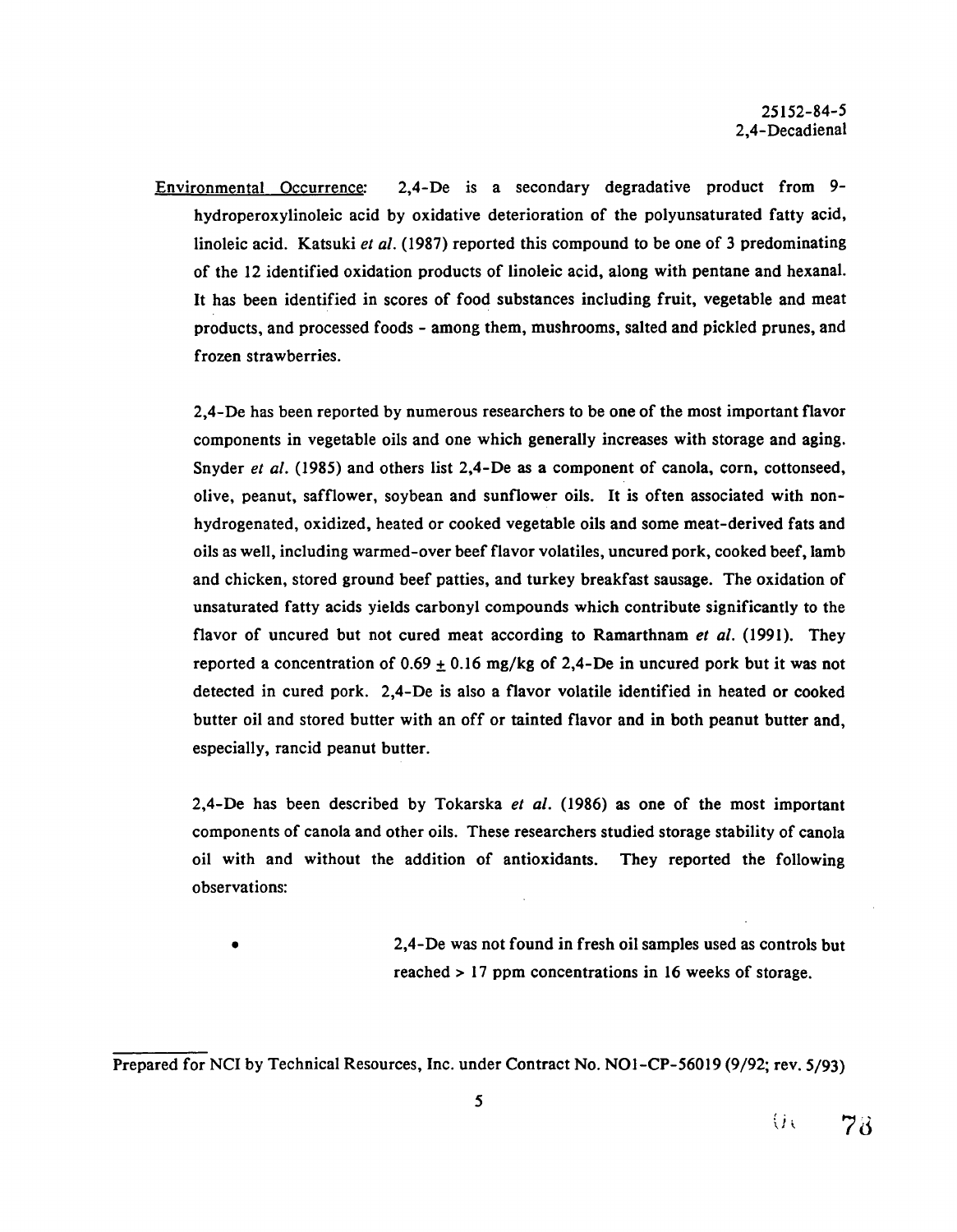Environmental Occurrence: 2,4-De is a secondary degradative product from 9-hydroperoxylinoleic acid by oxidative deterioration of the polyunsaturated fatty acid, linoleic acid. Katsuki *et al.* (1987) reported this compound to be one of 3 predominating of the 12 identified oxidation products of linoleic acid, along with pentane and hexanal. It has been identified in scores of food substances including fruit, vegetable and meat products, and processed foods - among them, mushrooms, salted and pickled prunes, and frozen strawberries.

2,4-De has been reported by numerous researchers to be one of the most important flavor components in vegetable oils and one which generally increases with storage and aging. Snyder *et al.* (1985) and others list 2,4-De as a component of canola, corn, cottonseed, olive, peanut, safflower, soybean and sunflower oils. It is often associated with non-hydrogenated, oxidized, heated or cooked vegetable oils and some meat-derived fats and oils as well, including warmed-over beef flavor volatiles, uncured pork, cooked beef, lamb and chicken, stored ground beef patties, and turkey breakfast sausage. The oxidation of unsaturated fatty acids yields carbonyl compounds which contribute significantly to the flavor of uncured but not cured meat according to Ramarthnam *et al.* (1991). They reported a concentration of $0.69 \pm 0.16$ mg/kg of 2,4-De in uncured pork but it was not detected in cured pork. 2,4-De is also a flavor volatile identified in heated or cooked butter oil and stored butter with an off or tainted flavor and in both peanut butter and, especially, rancid peanut butter.

2,4-De has been described by Tokarska *et al.* (1986) as one of the most important components of canola and other oils. These researchers studied storage stability of canola oil with and without the addition of antioxidants. They reported the following observations:

- 2,4-De was not found in fresh oil samples used as controls but reached > 17 ppm concentrations in 16 weeks of storage.

Prepared for NCI by Technical Resources, Inc. under Contract No. NO1-CP-56019 (9/92; rev. 5/93)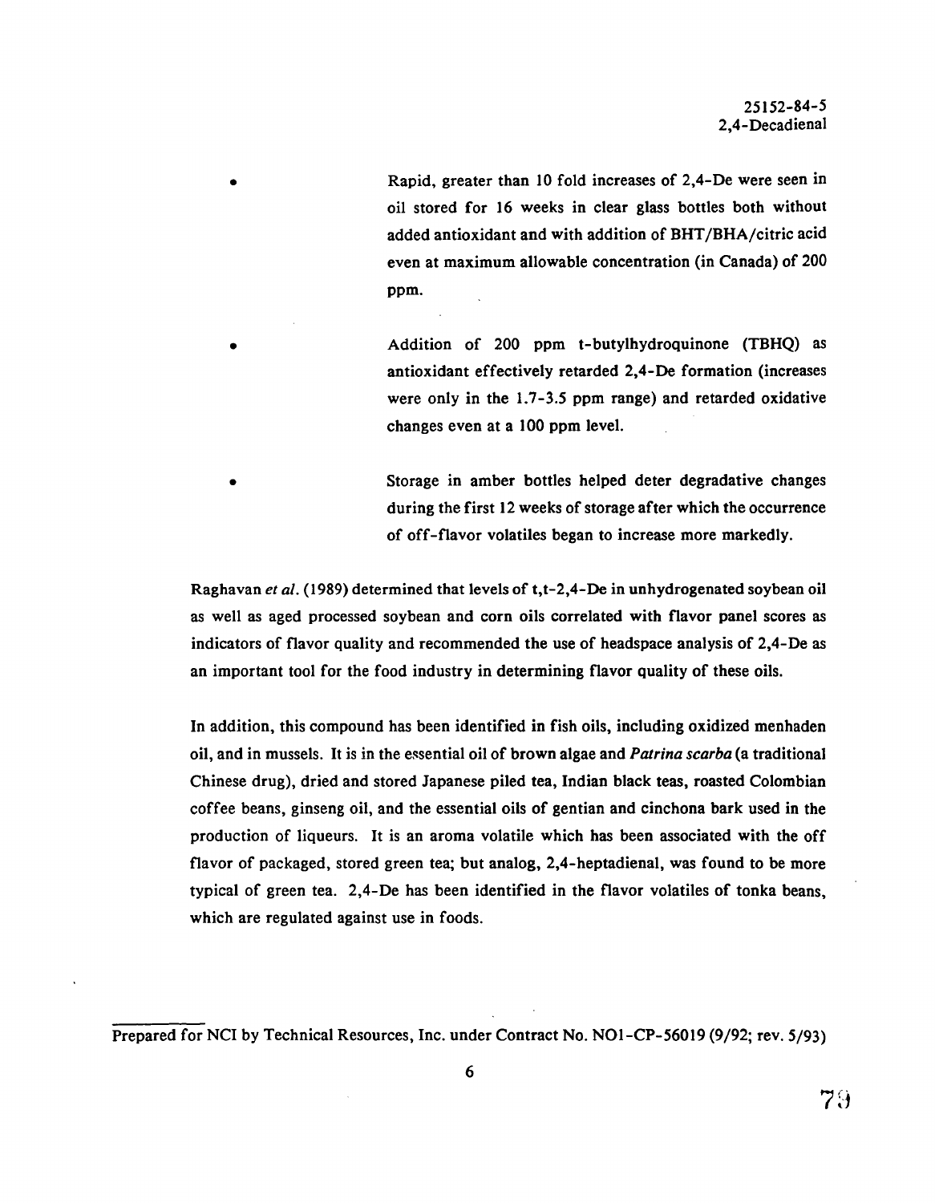- Rapid, greater than 10 fold increases of 2,4-De were seen in oil stored for 16 weeks in clear glass bottles both without added antioxidant and with addition of BHT/BHA/citric acid even at maximum allowable concentration (in Canada) of 200 ppm.

- Addition of 200 ppm t-butylhydroquinone (TBHQ) as antioxidant effectively retarded 2,4-De formation (increases were only in the 1.7-3.5 ppm range) and retarded oxidative changes even at a 100 ppm level.

- Storage in amber bottles helped deter degradative changes during the first 12 weeks of storage after which the occurrence of off-flavor volatiles began to increase more markedly.

Raghavan *et al.* (1989) determined that levels of t,t-2,4-De in unhydrogenated soybean oil as well as aged processed soybean and corn oils correlated with flavor panel scores as indicators of flavor quality and recommended the use of headspace analysis of 2,4-De as an important tool for the food industry in determining flavor quality of these oils.

In addition, this compound has been identified in fish oils, including oxidized menhaden oil, and in mussels. It is in the essential oil of brown algae and *Patrina scarba* (a traditional Chinese drug), dried and stored Japanese piled tea, Indian black teas, roasted Colombian coffee beans, ginseng oil, and the essential oils of gentian and cinchona bark used in the production of liqueurs. It is an aroma volatile which has been associated with the off flavor of packaged, stored green tea; but analog, 2,4-heptadienal, was found to be more typical of green tea. 2,4-De has been identified in the flavor volatiles of tonka beans, which are regulated against use in foods.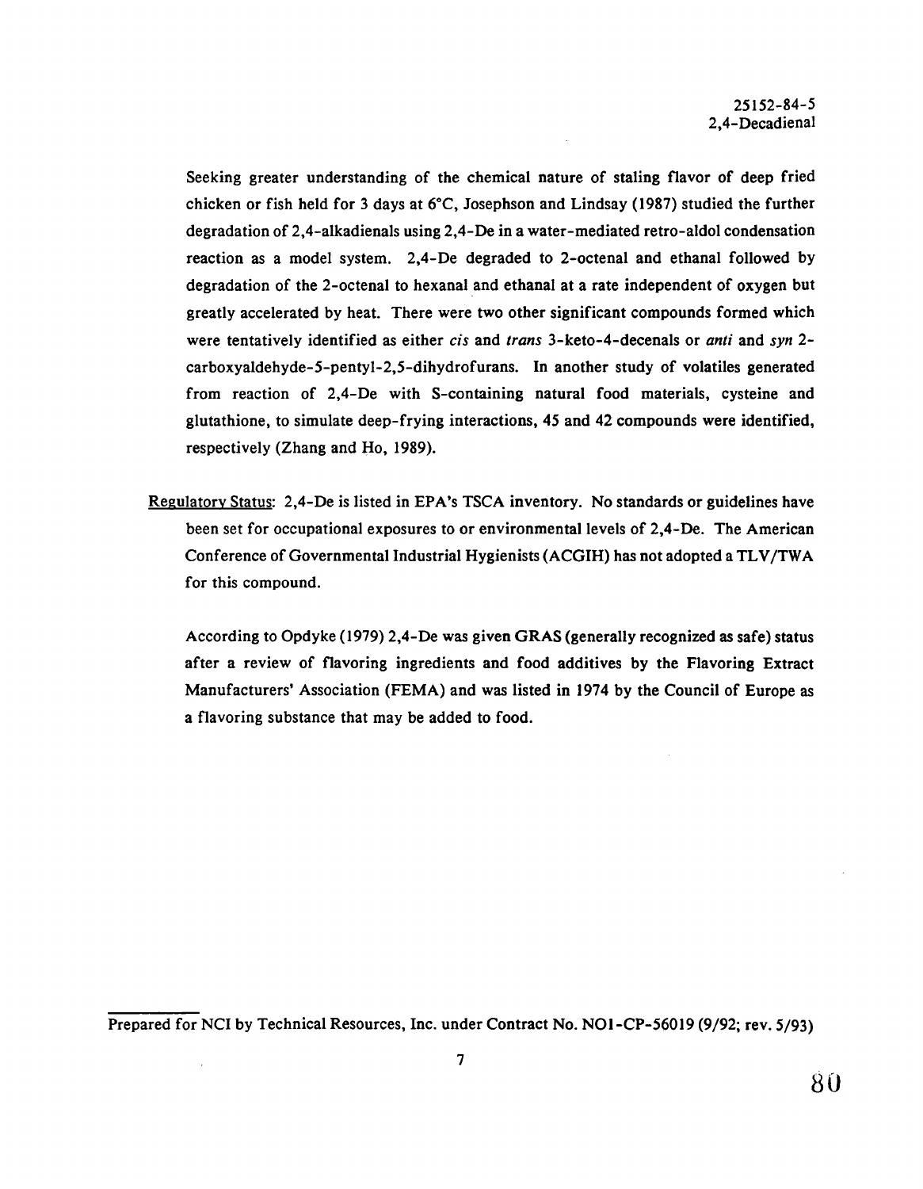Seeking greater understanding of the chemical nature of staling flavor of deep fried chicken or fish held for 3 days at 6°C, Josephson and Lindsay (1987) studied the further degradation of 2,4-alkadienals using 2,4-De in a water-mediated retro-aldol condensation reaction as a model system. 2,4-De degraded to 2-octenal and ethanal followed by degradation of the 2-octenal to hexanal and ethanal at a rate independent of oxygen but greatly accelerated by heat. There were two other significant compounds formed which were tentatively identified as either *cis* and *trans* 3-keto-4-decenals or *anti* and *syn* 2-carboxyaldehyde-5-pentyl-2,5-dihydrofurans. In another study of volatiles generated from reaction of 2,4-De with S-containing natural food materials, cysteine and glutathione, to simulate deep-frying interactions, 45 and 42 compounds were identified, respectively (Zhang and Ho, 1989).

Regulatory Status: 2,4-De is listed in EPA's TSCA inventory. No standards or guidelines have been set for occupational exposures to or environmental levels of 2,4-De. The American Conference of Governmental Industrial Hygienists (ACGIH) has not adopted a TLV/TWA for this compound.

According to Opdyke (1979) 2,4-De was given GRAS (generally recognized as safe) status after a review of flavoring ingredients and food additives by the Flavoring Extract Manufacturers' Association (FEMA) and was listed in 1974 by the Council of Europe as a flavoring substance that may be added to food.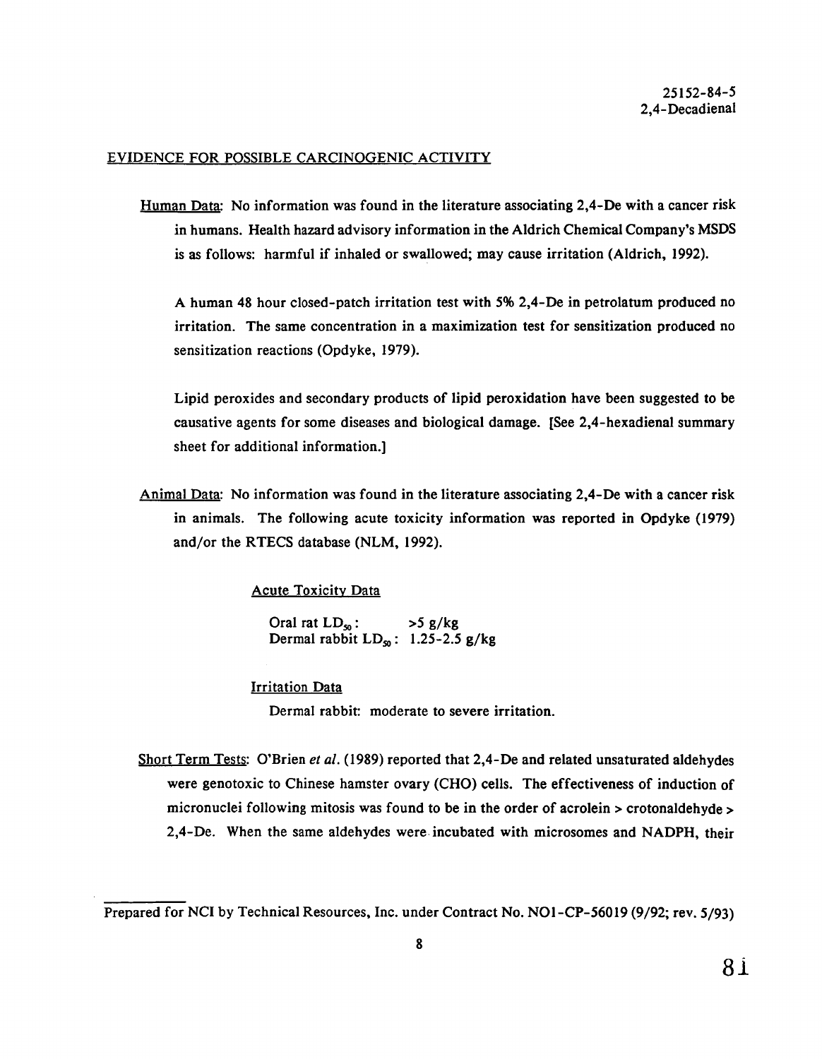25152-84-5
2,4-Decadienal

## EVIDENCE FOR POSSIBLE CARCINOGENIC ACTIVITY

Human Data: No information was found in the literature associating 2,4-De with a cancer risk in humans. Health hazard advisory information in the Aldrich Chemical Company's MSDS is as follows: harmful if inhaled or swallowed; may cause irritation (Aldrich, 1992).

A human 48 hour closed-patch irritation test with 5% 2,4-De in petrolatum produced no irritation. The same concentration in a maximization test for sensitization produced no sensitization reactions (Opdyke, 1979).

Lipid peroxides and secondary products of lipid peroxidation have been suggested to be causative agents for some diseases and biological damage. [See 2,4-hexadienal summary sheet for additional information.]

Animal Data: No information was found in the literature associating 2,4-De with a cancer risk in animals. The following acute toxicity information was reported in Opdyke (1979) and/or the RTECS database (NLM, 1992).

Acute Toxicity Data

Oral rat $LD_{50}$: >5 g/kg
Dermal rabbit $LD_{50}$: 1.25-2.5 g/kg

Irritation Data

Dermal rabbit: moderate to severe irritation.

Short Term Tests: O'Brien *et al.* (1989) reported that 2,4-De and related unsaturated aldehydes were genotoxic to Chinese hamster ovary (CHO) cells. The effectiveness of induction of micronuclei following mitosis was found to be in the order of acrolein > crotonaldehyde > 2,4-De. When the same aldehydes were incubated with microsomes and NADPH, their

Prepared for NCI by Technical Resources, Inc. under Contract No. NO1-CP-56019 (9/92; rev. 5/93)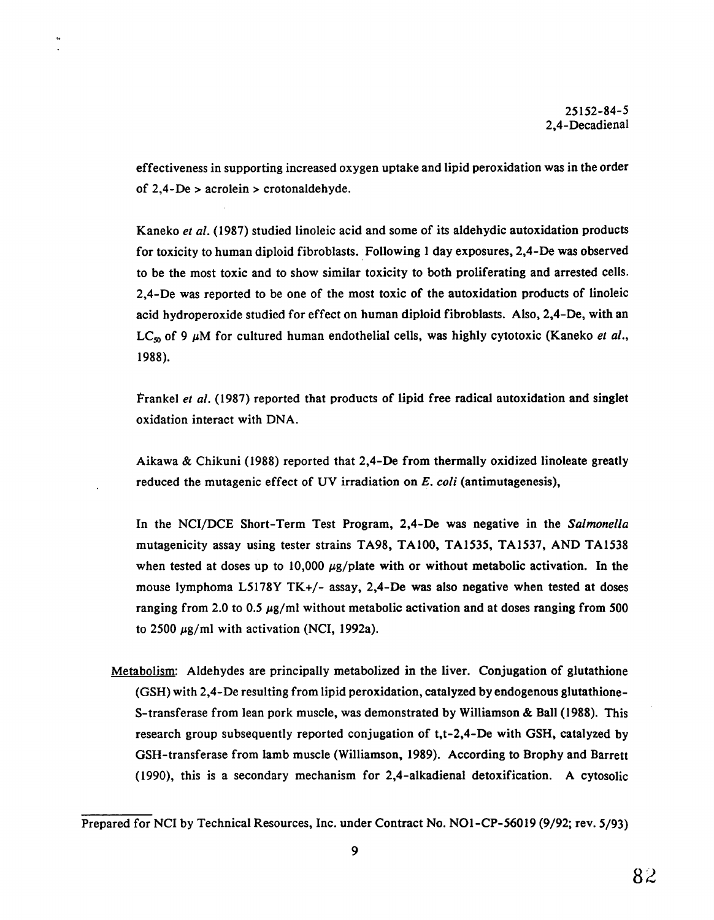effectiveness in supporting increased oxygen uptake and lipid peroxidation was in the order of 2,4-De > acrolein > crotonaldehyde.

Kaneko *et al.* (1987) studied linoleic acid and some of its aldehydic autoxidation products for toxicity to human diploid fibroblasts. Following 1 day exposures, 2,4-De was observed to be the most toxic and to show similar toxicity to both proliferating and arrested cells. 2,4-De was reported to be one of the most toxic of the autoxidation products of linoleic acid hydroperoxide studied for effect on human diploid fibroblasts. Also, 2,4-De, with an $LC_{50}$ of 9 $\mu$M for cultured human endothelial cells, was highly cytotoxic (Kaneko *et al.*, 1988).

Frankel *et al.* (1987) reported that products of lipid free radical autoxidation and singlet oxidation interact with DNA.

Aikawa & Chikuni (1988) reported that 2,4-De from thermally oxidized linoleate greatly reduced the mutagenic effect of UV irradiation on *E. coli* (antimutagenesis),

In the NCI/DCE Short-Term Test Program, 2,4-De was negative in the *Salmonella* mutagenicity assay using tester strains TA98, TA100, TA1535, TA1537, AND TA1538 when tested at doses up to 10,000 $\mu$g/plate with or without metabolic activation. In the mouse lymphoma L5178Y TK+/- assay, 2,4-De was also negative when tested at doses ranging from 2.0 to 0.5 $\mu$g/ml without metabolic activation and at doses ranging from 500 to 2500 $\mu$g/ml with activation (NCI, 1992a).

Metabolism: Aldehydes are principally metabolized in the liver. Conjugation of glutathione (GSH) with 2,4-De resulting from lipid peroxidation, catalyzed by endogenous glutathione-S-transferase from lean pork muscle, was demonstrated by Williamson & Ball (1988). This research group subsequently reported conjugation of t,t-2,4-De with GSH, catalyzed by GSH-transferase from lamb muscle (Williamson, 1989). According to Brophy and Barrett (1990), this is a secondary mechanism for 2,4-alkadienal detoxification. A cytosolic

Prepared for NCI by Technical Resources, Inc. under Contract No. NO1-CP-56019 (9/92; rev. 5/93)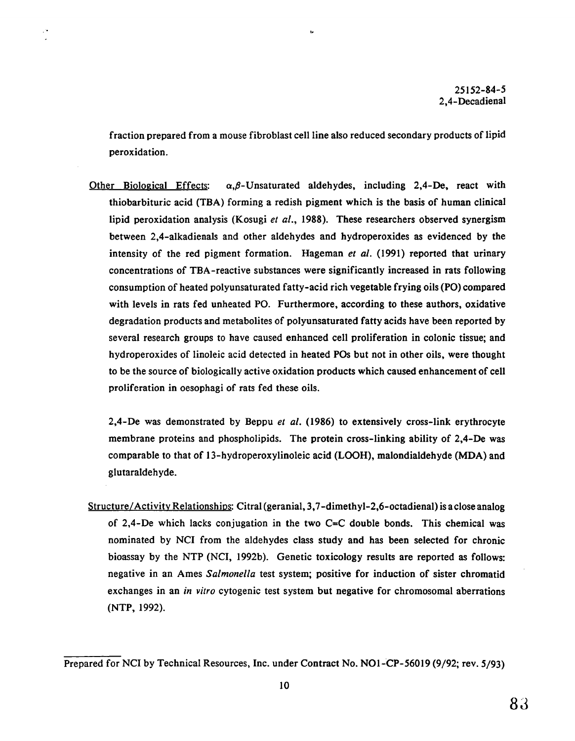fraction prepared from a mouse fibroblast cell line also reduced secondary products of lipid peroxidation.

Other Biological Effects: $\alpha,\beta$-Unsaturated aldehydes, including 2,4-De, react with thiobarbituric acid (TBA) forming a redish pigment which is the basis of human clinical lipid peroxidation analysis (Kosugi *et al.*, 1988). These researchers observed synergism between 2,4-alkadienals and other aldehydes and hydroperoxides as evidenced by the intensity of the red pigment formation. Hageman *et al.* (1991) reported that urinary concentrations of TBA-reactive substances were significantly increased in rats following consumption of heated polyunsaturated fatty-acid rich vegetable frying oils (PO) compared with levels in rats fed unheated PO. Furthermore, according to these authors, oxidative degradation products and metabolites of polyunsaturated fatty acids have been reported by several research groups to have caused enhanced cell proliferation in colonic tissue; and hydroperoxides of linoleic acid detected in heated POs but not in other oils, were thought to be the source of biologically active oxidation products which caused enhancement of cell proliferation in oesophagi of rats fed these oils.

2,4-De was demonstrated by Beppu *et al.* (1986) to extensively cross-link erythrocyte membrane proteins and phospholipids. The protein cross-linking ability of 2,4-De was comparable to that of 13-hydroperoxylinoleic acid (LOOH), malondialdehyde (MDA) and glutaraldehyde.

Structure/Activity Relationships: Citral (geranial, 3,7-dimethyl-2,6-octadienal) is a close analog of 2,4-De which lacks conjugation in the two C=C double bonds. This chemical was nominated by NCI from the aldehydes class study and has been selected for chronic bioassay by the NTP (NCI, 1992b). Genetic toxicology results are reported as follows: negative in an Ames *Salmonella* test system; positive for induction of sister chromatid exchanges in an *in vitro* cytogenic test system but negative for chromosomal aberrations (NTP, 1992).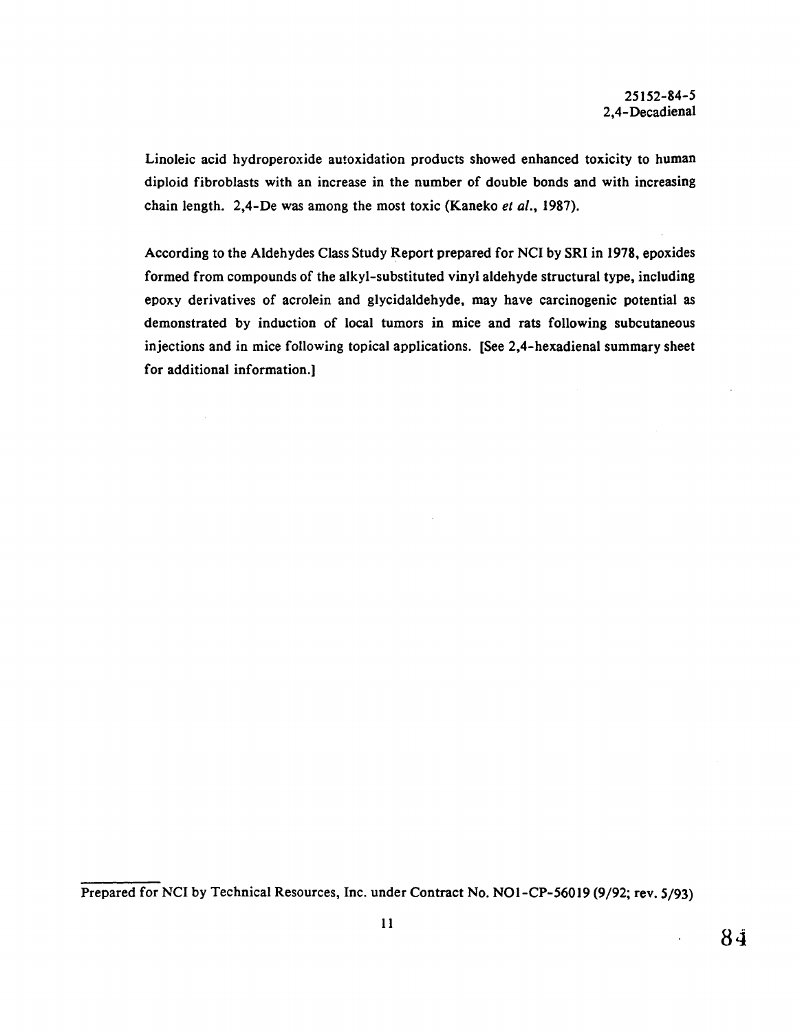Linoleic acid hydroperoxide autoxidation products showed enhanced toxicity to human diploid fibroblasts with an increase in the number of double bonds and with increasing chain length. 2,4-De was among the most toxic (Kaneko *et al.*, 1987).

According to the Aldehydes Class Study Report prepared for NCI by SRI in 1978, epoxides formed from compounds of the alkyl-substituted vinyl aldehyde structural type, including epoxy derivatives of acrolein and glycidaldehyde, may have carcinogenic potential as demonstrated by induction of local tumors in mice and rats following subcutaneous injections and in mice following topical applications. [See 2,4-hexadienal summary sheet for additional information.]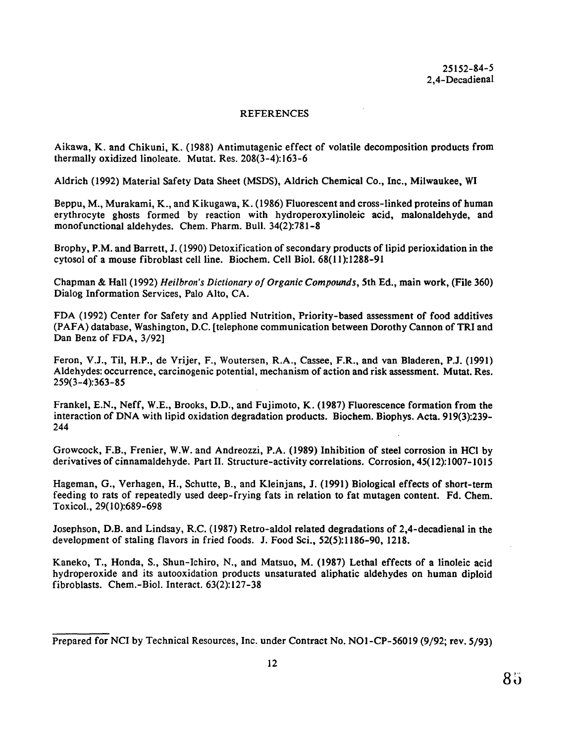# REFERENCES

Aikawa, K. and Chikuni, K. (1988) Antimutagenic effect of volatile decomposition products from thermally oxidized linoleate. Mutat. Res. 208(3-4):163-6

Aldrich (1992) Material Safety Data Sheet (MSDS), Aldrich Chemical Co., Inc., Milwaukee, WI

Beppu, M., Murakami, K., and Kikugawa, K. (1986) Fluorescent and cross-linked proteins of human erythrocyte ghosts formed by reaction with hydroperoxylinoleic acid, malonaldehyde, and monofunctional aldehydes. Chem. Pharm. Bull. 34(2):781-8

Brophy, P.M. and Barrett, J. (1990) Detoxification of secondary products of lipid perioxidation in the cytosol of a mouse fibroblast cell line. Biochem. Cell Biol. 68(11):1288-91

Chapman & Hall (1992) *Heilbron's Dictionary of Organic Compounds*, 5th Ed., main work, (File 360) Dialog Information Services, Palo Alto, CA.

FDA (1992) Center for Safety and Applied Nutrition, Priority-based assessment of food additives (PAFA) database, Washington, D.C. [telephone communication between Dorothy Cannon of TRI and Dan Benz of FDA, 3/92]

Feron, V.J., Til, H.P., de Vrijer, F., Woutersen, R.A., Cassee, F.R., and van Bladeren, P.J. (1991) Aldehydes: occurrence, carcinogenic potential, mechanism of action and risk assessment. Mutat. Res. 259(3-4):363-85

Frankel, E.N., Neff, W.E., Brooks, D.D., and Fujimoto, K. (1987) Fluorescence formation from the interaction of DNA with lipid oxidation degradation products. Biochem. Biophys. Acta. 919(3):239-244

Growcock, F.B., Frenier, W.W. and Andreozzi, P.A. (1989) Inhibition of steel corrosion in HCl by derivatives of cinnamaldehyde. Part II. Structure-activity correlations. Corrosion, 45(12):1007-1015

Hageman, G., Verhagen, H., Schutte, B., and Kleinjans, J. (1991) Biological effects of short-term feeding to rats of repeatedly used deep-frying fats in relation to fat mutagen content. Fd. Chem. Toxicol., 29(10):689-698

Josephson, D.B. and Lindsay, R.C. (1987) Retro-aldol related degradations of 2,4-decadienal in the development of staling flavors in fried foods. J. Food Sci., 52(5):1186-90, 1218.

Kaneko, T., Honda, S., Shun-Ichiro, N., and Matsuo, M. (1987) Lethal effects of a linoleic acid hydroperoxide and its autooxidation products unsaturated aliphatic aldehydes on human diploid fibroblasts. Chem.-Biol. Interact. 63(2):127-38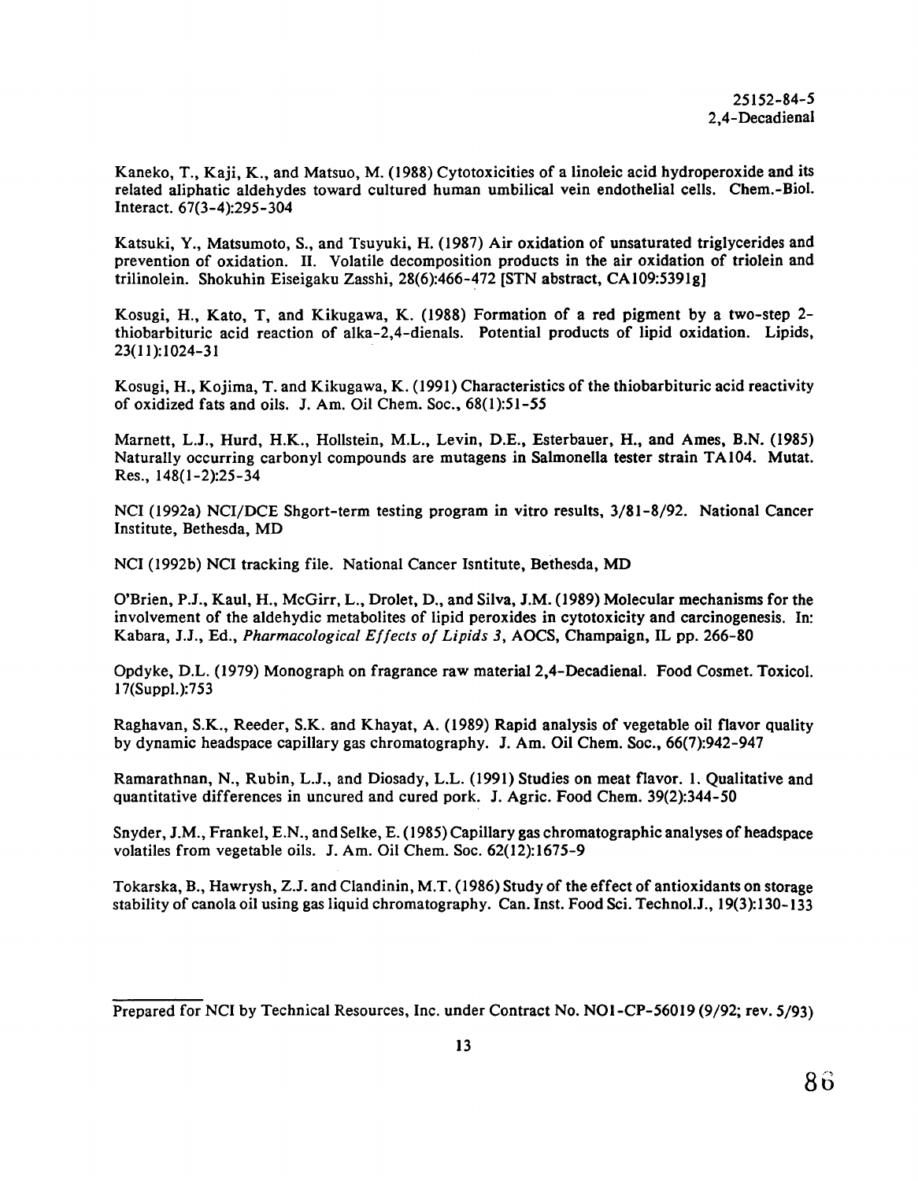Kaneko, T., Kaji, K., and Matsuo, M. (1988) Cytotoxicities of a linoleic acid hydroperoxide and its related aliphatic aldehydes toward cultured human umbilical vein endothelial cells. Chem.-Biol. Interact. 67(3-4):295-304

Katsuki, Y., Matsumoto, S., and Tsuyuki, H. (1987) Air oxidation of unsaturated triglycerides and prevention of oxidation. II. Volatile decomposition products in the air oxidation of triolein and trilinolein. Shokuhin Eiseigaku Zasshi, 28(6):466-472 [STN abstract, CA109:5391g]

Kosugi, H., Kato, T, and Kikugawa, K. (1988) Formation of a red pigment by a two-step 2-thiobarbituric acid reaction of alka-2,4-dienals. Potential products of lipid oxidation. Lipids, 23(11):1024-31

Kosugi, H., Kojima, T. and Kikugawa, K. (1991) Characteristics of the thiobarbituric acid reactivity of oxidized fats and oils. J. Am. Oil Chem. Soc., 68(1):51-55

Marnett, L.J., Hurd, H.K., Hollstein, M.L., Levin, D.E., Esterbauer, H., and Ames, B.N. (1985) Naturally occurring carbonyl compounds are mutagens in Salmonella tester strain TA104. Mutat. Res., 148(1-2):25-34

NCI (1992a) NCI/DCE Shgort-term testing program in vitro results, 3/81-8/92. National Cancer Institute, Bethesda, MD

NCI (1992b) NCI tracking file. National Cancer Isntitute, Bethesda, MD

O'Brien, P.J., Kaul, H., McGirr, L., Drolet, D., and Silva, J.M. (1989) Molecular mechanisms for the involvement of the aldehydic metabolites of lipid peroxides in cytotoxicity and carcinogenesis. In: Kabara, J.J., Ed., *Pharmacological Effects of Lipids 3*, AOCS, Champaign, IL pp. 266-80

Opdyke, D.L. (1979) Monograph on fragrance raw material 2,4-Decadienal. Food Cosmet. Toxicol. 17(Suppl.):753

Raghavan, S.K., Reeder, S.K. and Khayat, A. (1989) Rapid analysis of vegetable oil flavor quality by dynamic headspace capillary gas chromatography. J. Am. Oil Chem. Soc., 66(7):942-947

Ramarathnan, N., Rubin, L.J., and Diosady, L.L. (1991) Studies on meat flavor. 1. Qualitative and quantitative differences in uncured and cured pork. J. Agric. Food Chem. 39(2):344-50

Snyder, J.M., Frankel, E.N., and Selke, E. (1985) Capillary gas chromatographic analyses of headspace volatiles from vegetable oils. J. Am. Oil Chem. Soc. 62(12):1675-9

Tokarska, B., Hawrysh, Z.J. and Clandinin, M.T. (1986) Study of the effect of antioxidants on storage stability of canola oil using gas liquid chromatography. Can. Inst. Food Sci. Technol.J., 19(3):130-133

Prepared for NCI by Technical Resources, Inc. under Contract No. NO1-CP-56019 (9/92; rev. 5/93)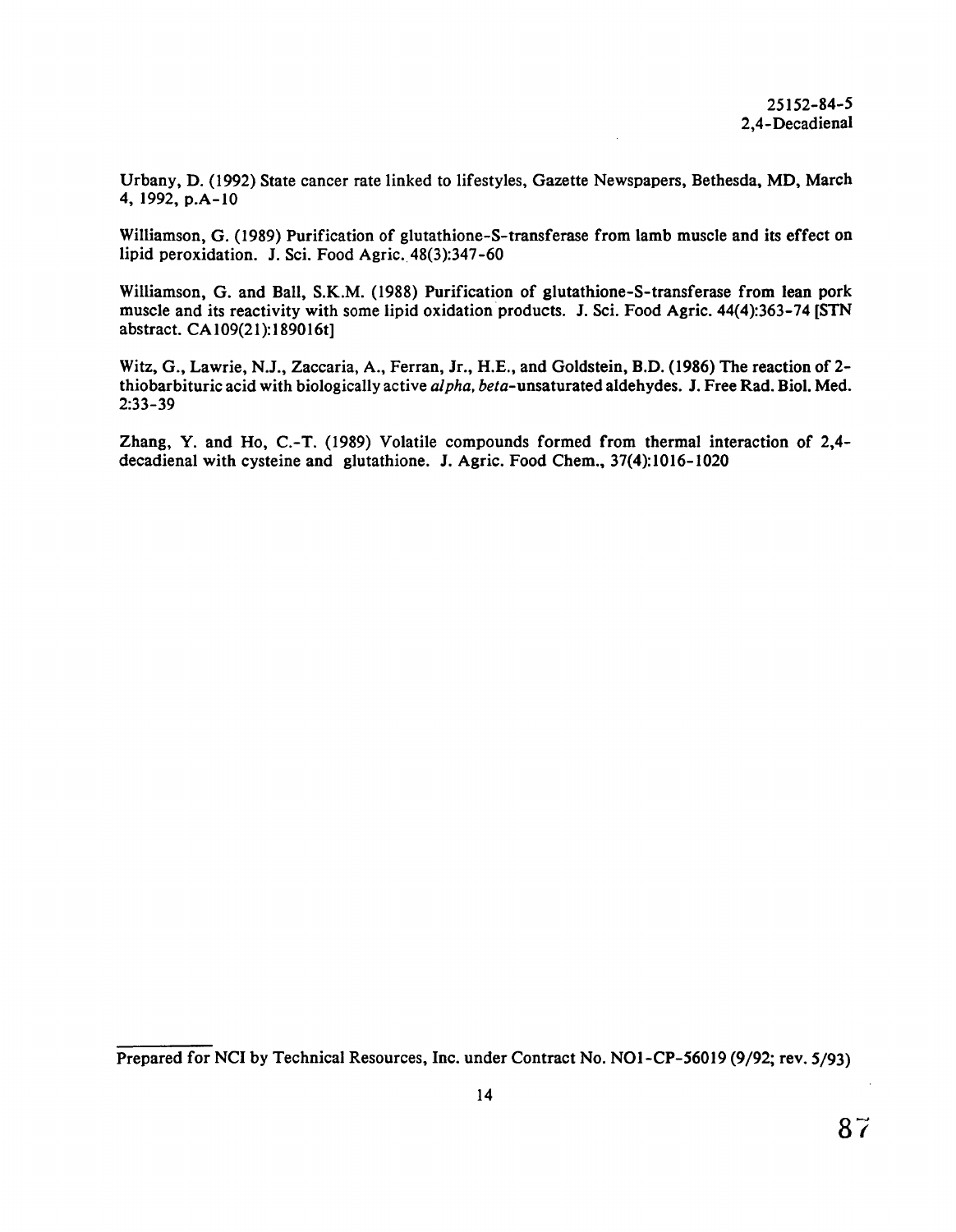Urbany, D. (1992) State cancer rate linked to lifestyles, Gazette Newspapers, Bethesda, MD, March 4, 1992, p.A-10

Williamson, G. (1989) Purification of glutathione-S-transferase from lamb muscle and its effect on lipid peroxidation. J. Sci. Food Agric. 48(3):347-60

Williamson, G. and Ball, S.K.M. (1988) Purification of glutathione-S-transferase from lean pork muscle and its reactivity with some lipid oxidation products. J. Sci. Food Agric. 44(4):363-74 [STN abstract. CA109(21):189016t]

Witz, G., Lawrie, N.J., Zaccaria, A., Ferran, Jr., H.E., and Goldstein, B.D. (1986) The reaction of 2-thiobarbituric acid with biologically active *alpha, beta*-unsaturated aldehydes. J. Free Rad. Biol. Med. 2:33-39

Zhang, Y. and Ho, C.-T. (1989) Volatile compounds formed from thermal interaction of 2,4-decadienal with cysteine and glutathione. J. Agric. Food Chem., 37(4):1016-1020

Prepared for NCI by Technical Resources, Inc. under Contract No. NO1-CP-56019 (9/92; rev. 5/93)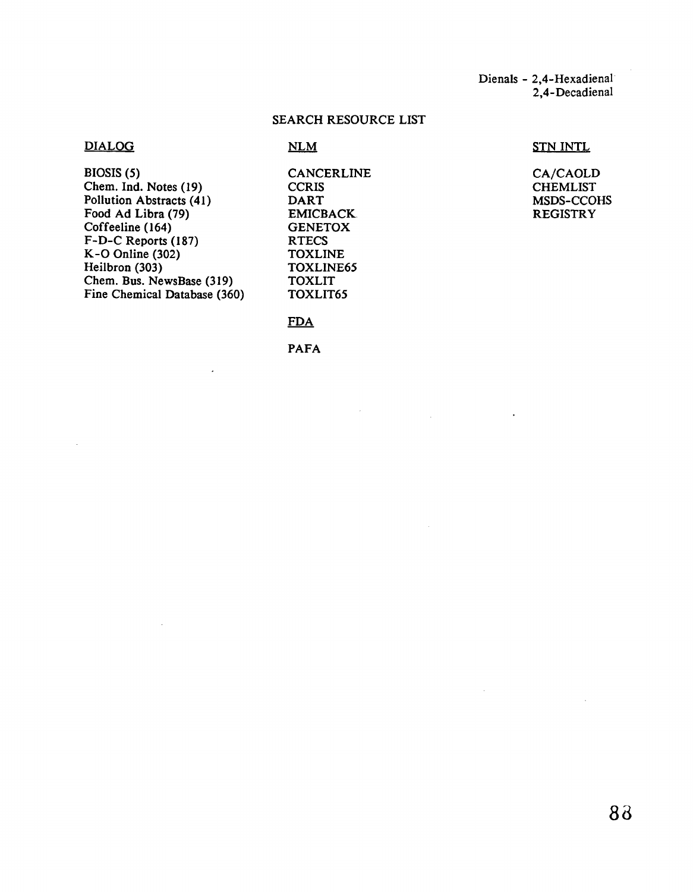Dienals - 2,4-Hexadienal
2,4-Decadienal

## SEARCH RESOURCE LIST

**DIALOG**

BIOSIS (5)
Chem. Ind. Notes (19)
Pollution Abstracts (41)
Food Ad Libra (79)
Coffeeline (164)
F-D-C Reports (187)
K-O Online (302)
Heilbron (303)
Chem. Bus. NewsBase (319)
Fine Chemical Database (360)

**NLM**

CANCERLINE
CCRIS
DART
EMICBACK
GENETOX
RTECS
TOXLINE
TOXLINE65
TOXLIT
TOXLIT65

**FDA**

PAFA

**STN INTL**

CA/CAOLD
CHEMLIST
MSDS-CCOHS
REGISTRY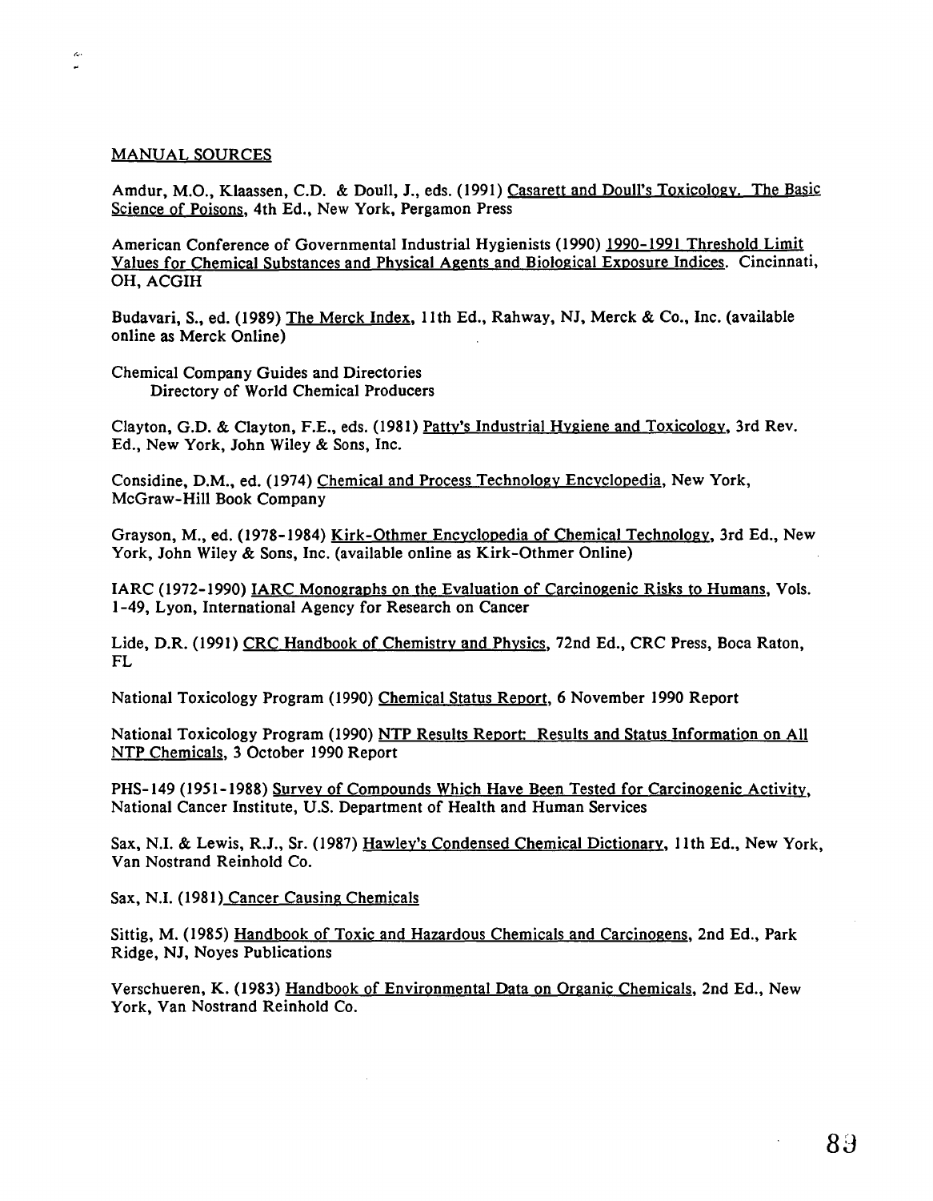## MANUAL SOURCES

Amdur, M.O., Klaassen, C.D. & Doull, J., eds. (1991) Casarett and Doull's Toxicology. The Basic Science of Poisons, 4th Ed., New York, Pergamon Press

American Conference of Governmental Industrial Hygienists (1990) 1990-1991 Threshold Limit Values for Chemical Substances and Physical Agents and Biological Exposure Indices. Cincinnati, OH, ACGIH

Budavari, S., ed. (1989) The Merck Index, 11th Ed., Rahway, NJ, Merck & Co., Inc. (available online as Merck Online)

Chemical Company Guides and Directories
Directory of World Chemical Producers

Clayton, G.D. & Clayton, F.E., eds. (1981) Patty's Industrial Hygiene and Toxicology, 3rd Rev. Ed., New York, John Wiley & Sons, Inc.

Considine, D.M., ed. (1974) Chemical and Process Technology Encyclopedia, New York, McGraw-Hill Book Company

Grayson, M., ed. (1978-1984) Kirk-Othmer Encyclopedia of Chemical Technology, 3rd Ed., New York, John Wiley & Sons, Inc. (available online as Kirk-Othmer Online)

IARC (1972-1990) IARC Monographs on the Evaluation of Carcinogenic Risks to Humans, Vols. 1-49, Lyon, International Agency for Research on Cancer

Lide, D.R. (1991) CRC Handbook of Chemistry and Physics, 72nd Ed., CRC Press, Boca Raton, FL

National Toxicology Program (1990) Chemical Status Report, 6 November 1990 Report

National Toxicology Program (1990) NTP Results Report: Results and Status Information on All NTP Chemicals, 3 October 1990 Report

PHS-149 (1951-1988) Survey of Compounds Which Have Been Tested for Carcinogenic Activity, National Cancer Institute, U.S. Department of Health and Human Services

Sax, N.I. & Lewis, R.J., Sr. (1987) Hawley's Condensed Chemical Dictionary, 11th Ed., New York, Van Nostrand Reinhold Co.

Sax, N.I. (1981) Cancer Causing Chemicals

Sittig, M. (1985) Handbook of Toxic and Hazardous Chemicals and Carcinogens, 2nd Ed., Park Ridge, NJ, Noyes Publications

Verschueren, K. (1983) Handbook of Environmental Data on Organic Chemicals, 2nd Ed., New York, Van Nostrand Reinhold Co.